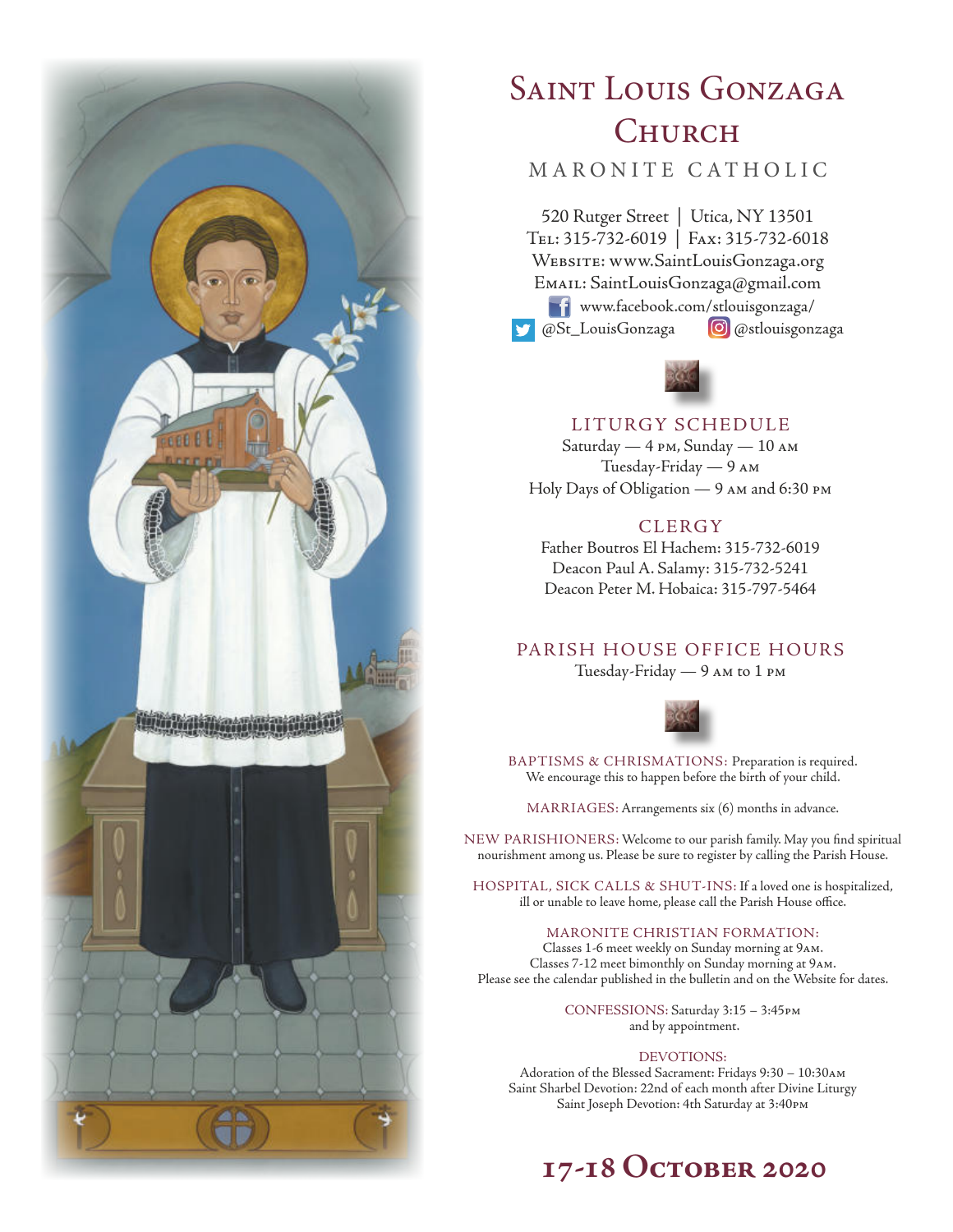# Saint Louis Gonzaga Church

MARONITE CATHOLIC

520 Rutger Street | Utica, NY 13501
Tel: 315-732-6019 | Fax: 315-732-6018
Website: www.SaintLouisGonzaga.org
Email: SaintLouisGonzaga@gmail.com
www.facebook.com/stlouisgonzaga/
@St_LouisGonzaga @stlouisgonzaga

## LITURGY SCHEDULE

Saturday — 4 PM, Sunday — 10 AM
Tuesday-Friday — 9 AM
Holy Days of Obligation — 9 AM and 6:30 PM

## CLERGY

Father Boutros El Hachem: 315-732-6019
Deacon Paul A. Salamy: 315-732-5241
Deacon Peter M. Hobaica: 315-797-5464

## PARISH HOUSE OFFICE HOURS

Tuesday-Friday — 9 AM to 1 PM

BAPTISMS & CHRISMATIONS: Preparation is required. We encourage this to happen before the birth of your child.

MARRIAGES: Arrangements six (6) months in advance.

NEW PARISHIONERS: Welcome to our parish family. May you find spiritual nourishment among us. Please be sure to register by calling the Parish House.

HOSPITAL, SICK CALLS & SHUT-INS: If a loved one is hospitalized, ill or unable to leave home, please call the Parish House office.

MARONITE CHRISTIAN FORMATION:
Classes 1-6 meet weekly on Sunday morning at 9AM.
Classes 7-12 meet bimonthly on Sunday morning at 9AM.
Please see the calendar published in the bulletin and on the Website for dates.

CONFESSIONS: Saturday 3:15 – 3:45PM and by appointment.

DEVOTIONS:
Adoration of the Blessed Sacrament: Fridays 9:30 – 10:30AM
Saint Sharbel Devotion: 22nd of each month after Divine Liturgy
Saint Joseph Devotion: 4th Saturday at 3:40PM

## 17-18 October 2020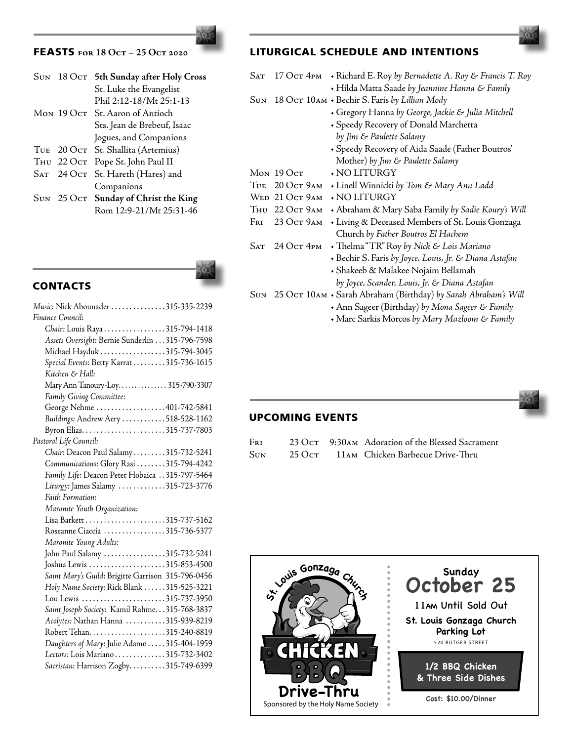## FEASTS for 18 Oct – 25 Oct 2020

| | | |
|---|---|---|
| Sun | 18 Oct | **5th Sunday after Holy Cross**<br>St. Luke the Evangelist<br>Phil 2:12-18/Mt 25:1-13 |
| Mon | 19 Oct | St. Aaron of Antioch<br>Sts. Jean de Brebeuf, Isaac Jogues, and Companions |
| Tue | 20 Oct | St. Shallita (Artemius) |
| Thu | 22 Oct | Pope St. John Paul II |
| Sat | 24 Oct | St. Hareth (Hares) and Companions |
| Sun | 25 Oct | **Sunday of Christ the King**<br>Rom 12:9-21/Mt 25:31-46 |

## CONTACTS

*Music:* Nick Abounader . . . . . . . . . . . . . . . 315-335-2239

*Finance Council*:

- *Chair:* Louis Raya . . . . . . . . . . . . . . . . . 315-794-1418
- *Assets Oversight*: Bernie Sunderlin . . . 315-796-7598
- Michael Hayduk . . . . . . . . . . . . . . . . . . 315-794-3045
- *Special Events:* Betty Karrat . . . . . . . . . 315-736-1615
- *Kitchen & Hall:*
- Mary Ann Tanoury-Loy. . . . . . . . . . . . . . 315-790-3307
- *Family Giving Committee:*
- George Nehme . . . . . . . . . . . . . . . . . . . 401-742-5841
- *Buildings:* Andrew Aery . . . . . . . . . . . . 518-528-1162
- Byron Elias. . . . . . . . . . . . . . . . . . . . . . . 315-737-7803

*Pastoral Life Council:*

- *Chair:* Deacon Paul Salamy . . . . . . . . . 315-732-5241
- *Communications:* Glory Rasi . . . . . . . . 315-794-4242
- *Family Life:* Deacon Peter Hobaica . . 315-797-5464
- *Liturgy:* James Salamy . . . . . . . . . . . . . 315-723-3776
- *Faith Formation:*
- *Maronite Youth Organization:*
- Lisa Barkett . . . . . . . . . . . . . . . . . . . . . . 315-737-5162
- Roseanne Ciaccia . . . . . . . . . . . . . . . . . 315-736-5377
- *Maronite Young Adults:*
- John Paul Salamy . . . . . . . . . . . . . . . . . 315-732-5241
- Joshua Lewis . . . . . . . . . . . . . . . . . . . . . 315-853-4500
- *Saint Mary's Guild*: Brigitte Garrison 315-796-0456
- *Holy Name Society:* Rick Blank . . . . . . 315-525-3221
- Lou Lewis . . . . . . . . . . . . . . . . . . . . . . . 315-737-3950
- *Saint Joseph Society*: Kamil Rahme. . . 315-768-3837
- *Acolytes:* Nathan Hanna . . . . . . . . . . . 315-939-8219
- Robert Tehan. . . . . . . . . . . . . . . . . . . . . 315-240-8819
- *Daughters of Mary:* Julie Adamo . . . . . 315-404-1959
- *Lectors:* Lois Mariano . . . . . . . . . . . . . 315-732-3402
- *Sacristan:* Harrison Zogby. . . . . . . . . . 315-749-6399

## LITURGICAL SCHEDULE AND INTENTIONS

| | | |
|---|---|---|
| Sat | 17 Oct 4pm | • Richard E. Roy *by Bernadette A. Roy & Francis T. Roy*<br>• Hilda Matta Saade *by Jeannine Hanna & Family* |
| Sun | 18 Oct 10am | • Bechir S. Faris *by Lillian Mody*<br>• Gregory Hanna *by George, Jackie & Julia Mitchell*<br>• Speedy Recovery of Donald Marchetta *by Jim & Paulette Salamy*<br>• Speedy Recovery of Aida Saade (Father Boutros' Mother) *by Jim & Paulette Salamy* |
| Mon | 19 Oct | • NO LITURGY |
| Tue | 20 Oct 9am | • Linell Winnicki *by Tom & Mary Ann Ladd* |
| Wed | 21 Oct 9am | • NO LITURGY |
| Thu | 22 Oct 9am | • Abraham & Mary Saba Family *by Sadie Koury's Will* |
| Fri | 23 Oct 9am | • Living & Deceased Members of St. Louis Gonzaga Church *by Father Boutros El Hachem* |
| Sat | 24 Oct 4pm | • Thelma "TR" Roy *by Nick & Lois Mariano*<br>• Bechir S. Faris *by Joyce, Louis, Jr. & Diana Astafan*<br>• Shakeeb & Malakee Nojaim Bellamah *by Joyce, Scander, Louis, Jr. & Diana Astafan* |
| Sun | 25 Oct 10am | • Sarah Abraham (Birthday) *by Sarah Abraham's Will*<br>• Ann Sageer (Birthday) *by Mona Sageer & Family*<br>• Marc Sarkis Morcos *by Mary Mazloom & Family* |

## UPCOMING EVENTS

| | | | |
|---|---|---|---|
| Fri | 23 Oct | 9:30am | Adoration of the Blessed Sacrament |
| Sun | 25 Oct | 11am | Chicken Barbecue Drive-Thru |

St. Louis Gonzaga Church

CHICKEN BBQ Drive-Thru

Sponsored by the Holy Name Society

Sunday
**October 25**

11am Until Sold Out

St. Louis Gonzaga Church Parking Lot
520 RUTGER STREET

**1/2 BBQ Chicken & Three Side Dishes**

Cost: $10.00/Dinner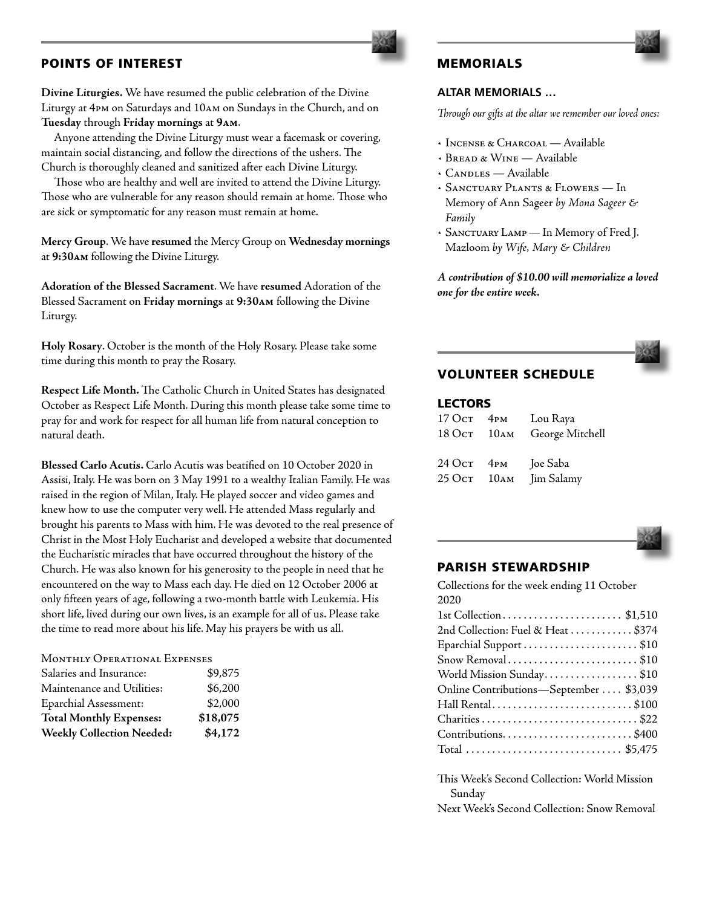## POINTS OF INTEREST

**Divine Liturgies.** We have resumed the public celebration of the Divine Liturgy at 4PM on Saturdays and 10AM on Sundays in the Church, and on **Tuesday** through **Friday mornings** at **9AM**.

Anyone attending the Divine Liturgy must wear a facemask or covering, maintain social distancing, and follow the directions of the ushers. The Church is thoroughly cleaned and sanitized after each Divine Liturgy.

Those who are healthy and well are invited to attend the Divine Liturgy. Those who are vulnerable for any reason should remain at home. Those who are sick or symptomatic for any reason must remain at home.

**Mercy Group**. We have **resumed** the Mercy Group on **Wednesday mornings** at **9:30AM** following the Divine Liturgy.

**Adoration of the Blessed Sacrament**. We have **resumed** Adoration of the Blessed Sacrament on **Friday mornings** at **9:30AM** following the Divine Liturgy.

**Holy Rosary**. October is the month of the Holy Rosary. Please take some time during this month to pray the Rosary.

**Respect Life Month.** The Catholic Church in United States has designated October as Respect Life Month. During this month please take some time to pray for and work for respect for all human life from natural conception to natural death.

**Blessed Carlo Acutis.** Carlo Acutis was beatified on 10 October 2020 in Assisi, Italy. He was born on 3 May 1991 to a wealthy Italian Family. He was raised in the region of Milan, Italy. He played soccer and video games and knew how to use the computer very well. He attended Mass regularly and brought his parents to Mass with him. He was devoted to the real presence of Christ in the Most Holy Eucharist and developed a website that documented the Eucharistic miracles that have occurred throughout the history of the Church. He was also known for his generosity to the people in need that he encountered on the way to Mass each day. He died on 12 October 2006 at only fifteen years of age, following a two-month battle with Leukemia. His short life, lived during our own lives, is an example for all of us. Please take the time to read more about his life. May his prayers be with us all.

| MONTHLY OPERATIONAL EXPENSES | |
|---|---|
| Salaries and Insurance: | $9,875 |
| Maintenance and Utilities: | $6,200 |
| Eparchial Assessment: | $2,000 |
| **Total Monthly Expenses:** | **$18,075** |
| **Weekly Collection Needed:** | **$4,172** |

## MEMORIALS

### ALTAR MEMORIALS …

*Through our gifts at the altar we remember our loved ones:*

- INCENSE & CHARCOAL — Available
- BREAD & WINE — Available
- CANDLES — Available
- SANCTUARY PLANTS & FLOWERS — In Memory of Ann Sageer *by Mona Sageer & Family*
- SANCTUARY LAMP — In Memory of Fred J. Mazloom *by Wife, Mary & Children*

***A contribution of $10.00 will memorialize a loved one for the entire week.***

## VOLUNTEER SCHEDULE

### LECTORS

| | | |
|---|---|---|
| 17 OCT | 4PM | Lou Raya |
| 18 OCT | 10AM | George Mitchell |
| 24 OCT | 4PM | Joe Saba |
| 25 OCT | 10AM | Jim Salamy |

## PARISH STEWARDSHIP

Collections for the week ending 11 October 2020

| | |
|---|---|
| 1st Collection | $1,510 |
| 2nd Collection: Fuel & Heat | $374 |
| Eparchial Support | $10 |
| Snow Removal | $10 |
| World Mission Sunday | $10 |
| Online Contributions—September | $3,039 |
| Hall Rental | $100 |
| Charities | $22 |
| Contributions | $400 |
| Total | $5,475 |

This Week's Second Collection: World Mission Sunday

Next Week's Second Collection: Snow Removal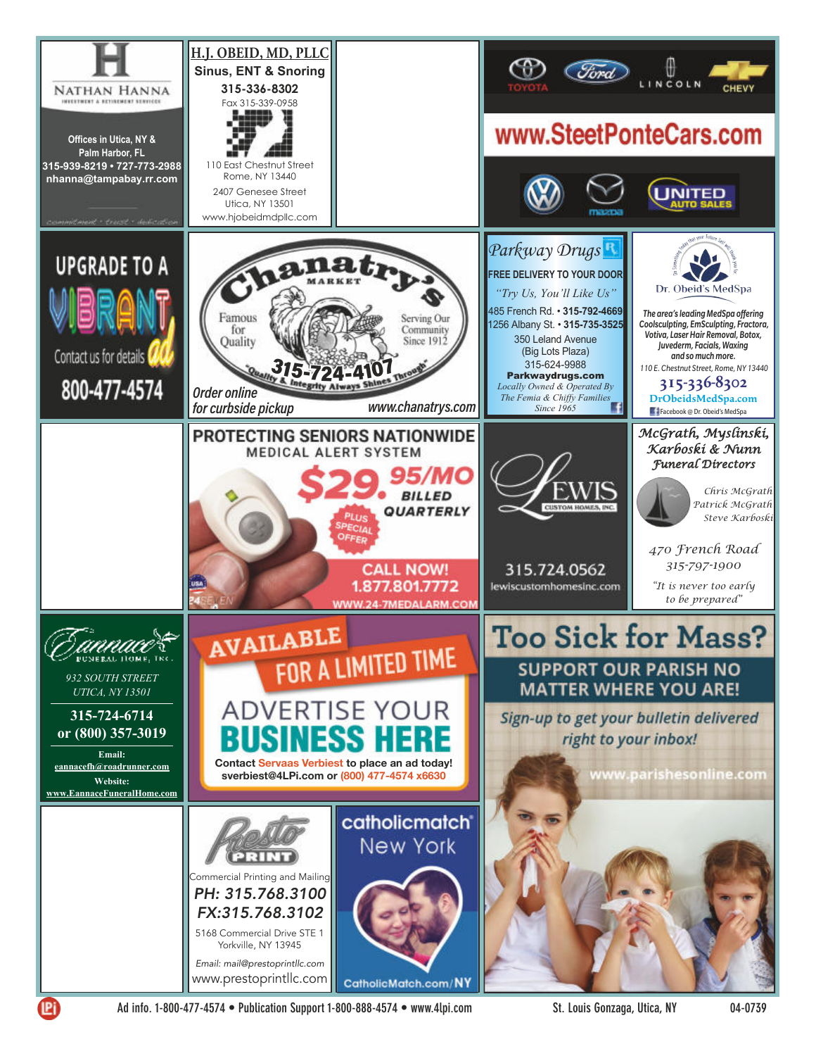**NATHAN HANNA**
INVESTMENT & RETIREMENT SERVICES

Offices in Utica, NY & Palm Harbor, FL
315-939-8219 • 727-773-2988
nhanna@tampabay.rr.com

commitment • trust • dedication

---

**H.J. OBEID, MD, PLLC**
**Sinus, ENT & Snoring**
**315-336-8302**
Fax 315-339-0958

110 East Chestnut Street
Rome, NY 13440

2407 Genesee Street
Utica, NY 13501

www.hjobeidmdpllc.com

---

TOYOTA · Ford · LINCOLN · CHEVY

**www.SteetPonteCars.com**

mazda · UNITED AUTO SALES

---

**UPGRADE TO A VIBRANT ad**
Contact us for details
**800-477-4574**

---

**Chanatry's MARKET**
Famous for Quality
Serving Our Community Since 1912
**315-724-4107**
"Quality & Integrity Always Shines Through"
*Order online for curbside pickup*
*www.chanatrys.com*

---

*Parkway Drugs*
**FREE DELIVERY TO YOUR DOOR**
*"Try Us, You'll Like Us"*
485 French Rd. • **315-792-4669**
1256 Albany St. • **315-735-3525**
350 Leland Avenue
(Big Lots Plaza)
315-624-9988
**Parkwaydrugs.com**
*Locally Owned & Operated By The Femia & Chiffy Families Since 1965*

---

Dr. Obeid's MedSpa

*The area's leading MedSpa offering Coolsculpting, EmSculpting, Fractora, Votiva, Laser Hair Removal, Botox, Juvederm, Facials, Waxing and so much more.*
110 E. Chestnut Street, Rome, NY 13440
**315-336-8302**
**DrObeidsMedSpa.com**
Facebook @ Dr. Obeid's MedSpa

---

**PROTECTING SENIORS NATIONWIDE**
MEDICAL ALERT SYSTEM
**$29.95/MO BILLED QUARTERLY**
PLUS SPECIAL OFFER
**CALL NOW! 1.877.801.7772**
**WWW.24-7MEDALARM.COM**

---

LEWIS CUSTOM HOMES, INC.
315.724.0562
lewiscustomhomesinc.com

---

*McGrath, Myslinski, Karboski & Nunn Funeral Directors*
*Chris McGrath*
*Patrick McGrath*
*Steve Karboski*
*470 French Road*
*315-797-1900*
*"It is never too early to be prepared"*

---

*Eannace* FUNERAL HOME, INC.
*932 SOUTH STREET UTICA, NY 13501*
**315-724-6714**
**or (800) 357-3019**
**Email:** eannacefh@roadrunner.com
**Website:** www.EannaceFuneralHome.com

---

**AVAILABLE FOR A LIMITED TIME**
ADVERTISE YOUR **BUSINESS HERE**
**Contact Servaas Verbiest to place an ad today!**
**sverbiest@4LPi.com or (800) 477-4574 x6630**

---

**Too Sick for Mass?**
**SUPPORT OUR PARISH NO MATTER WHERE YOU ARE!**
*Sign-up to get your bulletin delivered right to your inbox!*
www.parishesonline.com

---

*Presto* PRINT
Commercial Printing and Mailing
*PH: 315.768.3100*
*FX:315.768.3102*
5168 Commercial Drive STE 1
Yorkville, NY 13945
*Email: mail@prestoprintllc.com*
www.prestoprintllc.com

---

catholicmatch® New York
CatholicMatch.com/NY